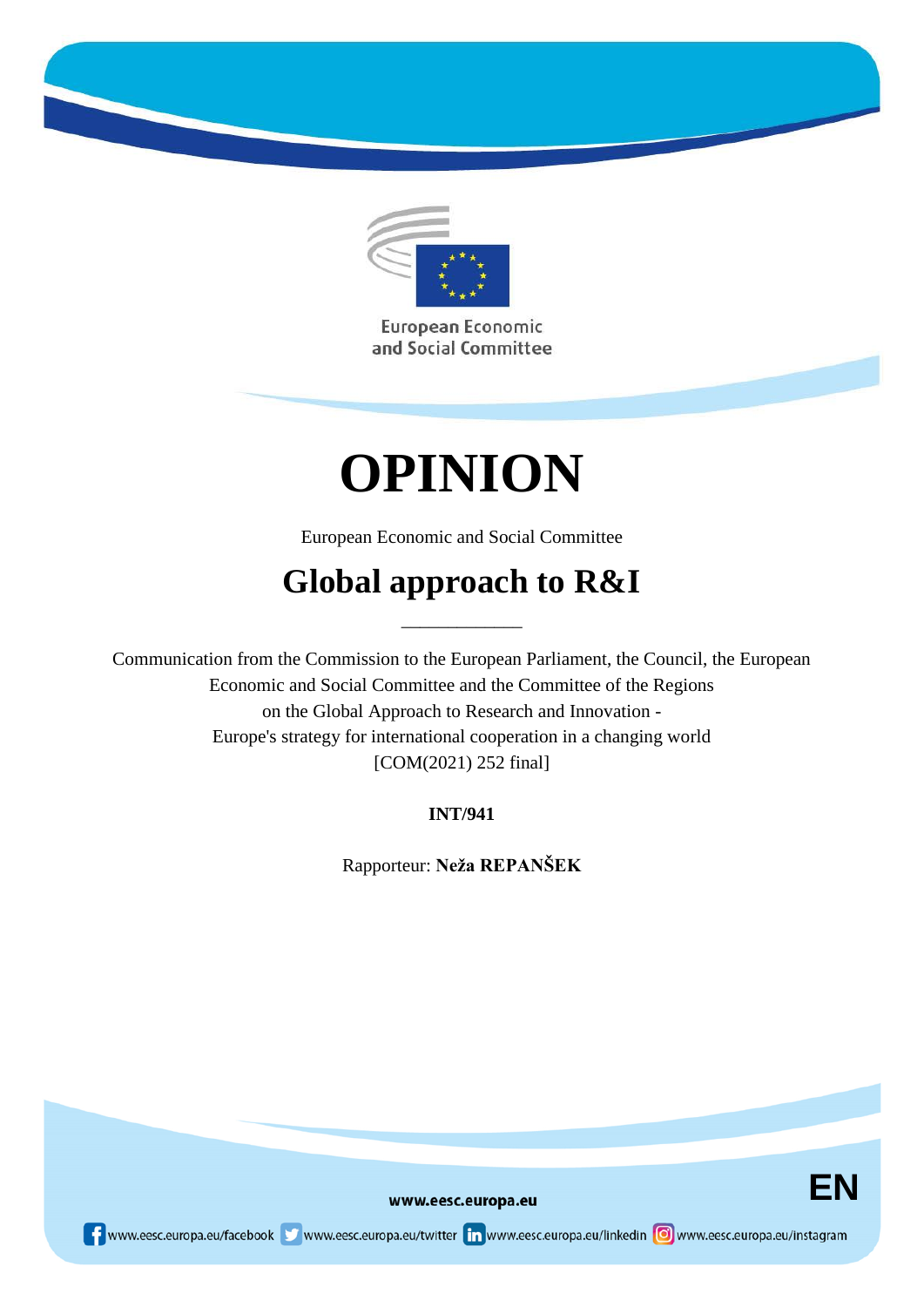European Economic and Social Committee

# OPINION

European Economic and Social Committee

## Global approach to R&I

\_\_\_\_\_\_\_\_\_\_\_\_\_

Communication from the Commission to the European Parliament, the Council, the European Economic and Social Committee and the Committee of the Regions on the Global Approach to Research and Innovation - Europe's strategy for international cooperation in a changing world [COM(2021) 252 final]

**INT/941**

Rapporteur: **Neža REPANŠEK**

www.eesc.europa.eu

www.eesc.europa.eu/facebook www.eesc.europa.eu/twitter www.eesc.europa.eu/linkedin www.eesc.europa.eu/instagram

EN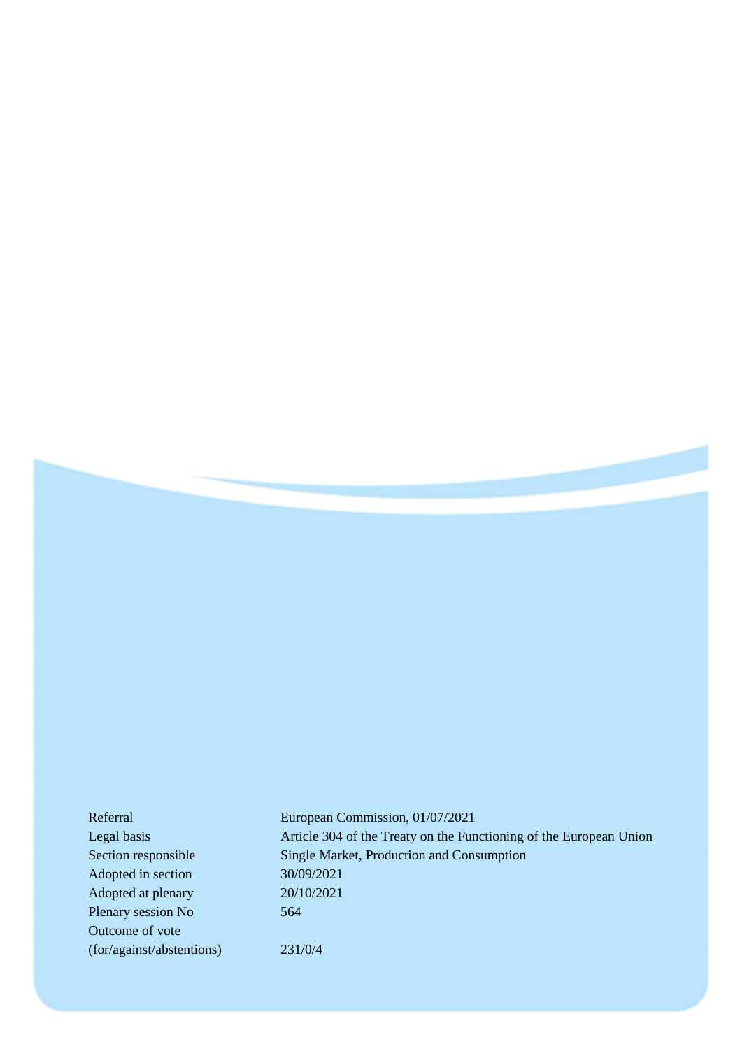| | |
|---|---|
| Referral | European Commission, 01/07/2021 |
| Legal basis | Article 304 of the Treaty on the Functioning of the European Union |
| Section responsible | Single Market, Production and Consumption |
| Adopted in section | 30/09/2021 |
| Adopted at plenary | 20/10/2021 |
| Plenary session No | 564 |
| Outcome of vote (for/against/abstentions) | 231/0/4 |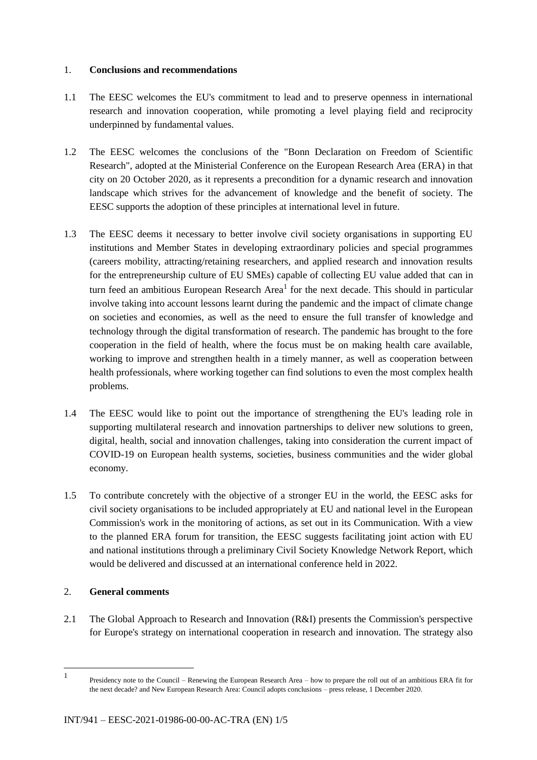## 1. **Conclusions and recommendations**

1.1 The EESC welcomes the EU's commitment to lead and to preserve openness in international research and innovation cooperation, while promoting a level playing field and reciprocity underpinned by fundamental values.

1.2 The EESC welcomes the conclusions of the "Bonn Declaration on Freedom of Scientific Research", adopted at the Ministerial Conference on the European Research Area (ERA) in that city on 20 October 2020, as it represents a precondition for a dynamic research and innovation landscape which strives for the advancement of knowledge and the benefit of society. The EESC supports the adoption of these principles at international level in future.

1.3 The EESC deems it necessary to better involve civil society organisations in supporting EU institutions and Member States in developing extraordinary policies and special programmes (careers mobility, attracting/retaining researchers, and applied research and innovation results for the entrepreneurship culture of EU SMEs) capable of collecting EU value added that can in turn feed an ambitious European Research Area[1] for the next decade. This should in particular involve taking into account lessons learnt during the pandemic and the impact of climate change on societies and economies, as well as the need to ensure the full transfer of knowledge and technology through the digital transformation of research. The pandemic has brought to the fore cooperation in the field of health, where the focus must be on making health care available, working to improve and strengthen health in a timely manner, as well as cooperation between health professionals, where working together can find solutions to even the most complex health problems.

1.4 The EESC would like to point out the importance of strengthening the EU's leading role in supporting multilateral research and innovation partnerships to deliver new solutions to green, digital, health, social and innovation challenges, taking into consideration the current impact of COVID-19 on European health systems, societies, business communities and the wider global economy.

1.5 To contribute concretely with the objective of a stronger EU in the world, the EESC asks for civil society organisations to be included appropriately at EU and national level in the European Commission's work in the monitoring of actions, as set out in its Communication. With a view to the planned ERA forum for transition, the EESC suggests facilitating joint action with EU and national institutions through a preliminary Civil Society Knowledge Network Report, which would be delivered and discussed at an international conference held in 2022.

## 2. **General comments**

2.1 The Global Approach to Research and Innovation (R&I) presents the Commission's perspective for Europe's strategy on international cooperation in research and innovation. The strategy also

---

[1] Presidency note to the Council – Renewing the European Research Area – how to prepare the roll out of an ambitious ERA fit for the next decade? and New European Research Area: Council adopts conclusions – press release, 1 December 2020.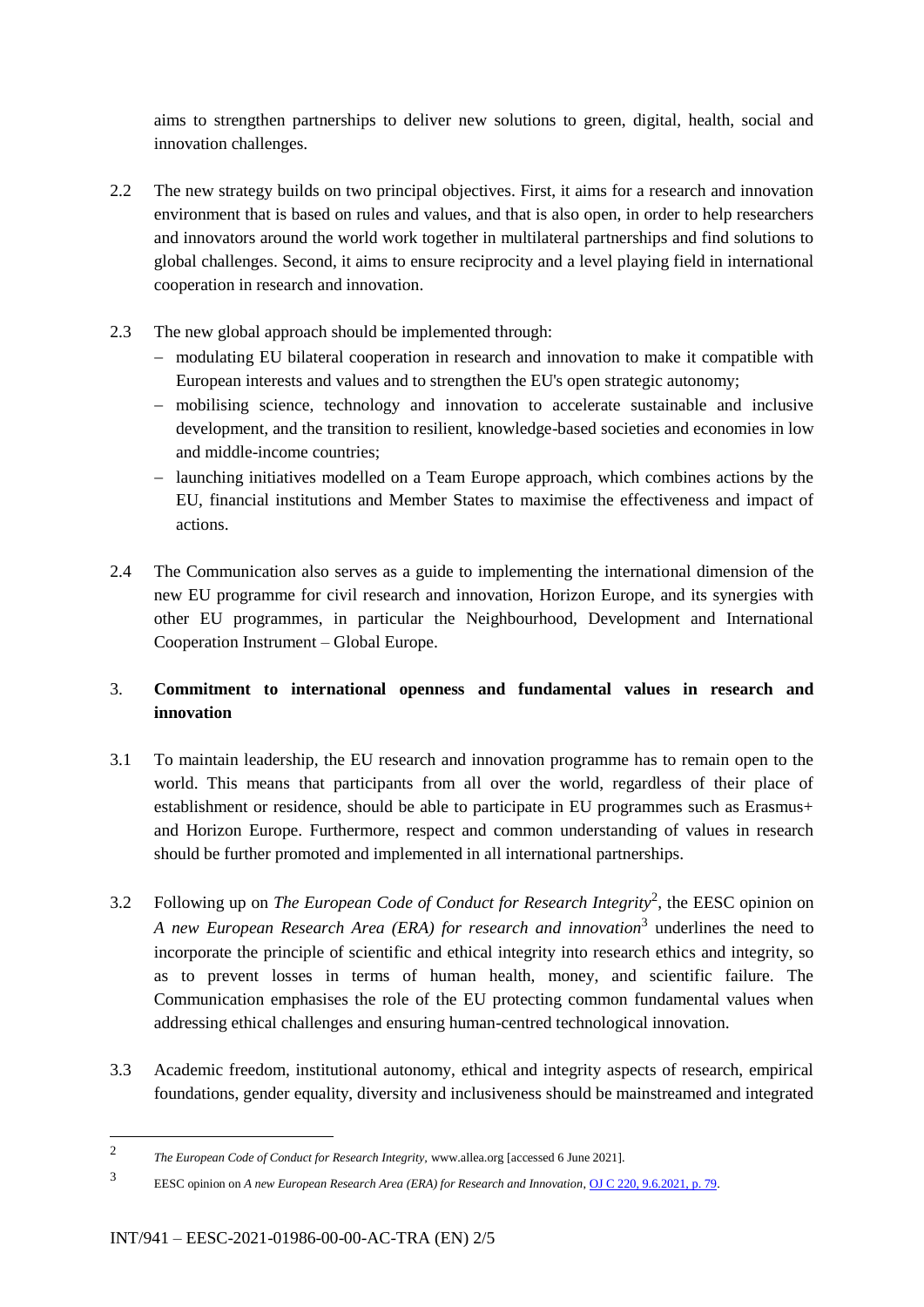aims to strengthen partnerships to deliver new solutions to green, digital, health, social and innovation challenges.

2.2 The new strategy builds on two principal objectives. First, it aims for a research and innovation environment that is based on rules and values, and that is also open, in order to help researchers and innovators around the world work together in multilateral partnerships and find solutions to global challenges. Second, it aims to ensure reciprocity and a level playing field in international cooperation in research and innovation.

2.3 The new global approach should be implemented through:

- modulating EU bilateral cooperation in research and innovation to make it compatible with European interests and values and to strengthen the EU's open strategic autonomy;
- mobilising science, technology and innovation to accelerate sustainable and inclusive development, and the transition to resilient, knowledge-based societies and economies in low and middle-income countries;
- launching initiatives modelled on a Team Europe approach, which combines actions by the EU, financial institutions and Member States to maximise the effectiveness and impact of actions.

2.4 The Communication also serves as a guide to implementing the international dimension of the new EU programme for civil research and innovation, Horizon Europe, and its synergies with other EU programmes, in particular the Neighbourhood, Development and International Cooperation Instrument – Global Europe.

## 3. Commitment to international openness and fundamental values in research and innovation

3.1 To maintain leadership, the EU research and innovation programme has to remain open to the world. This means that participants from all over the world, regardless of their place of establishment or residence, should be able to participate in EU programmes such as Erasmus+ and Horizon Europe. Furthermore, respect and common understanding of values in research should be further promoted and implemented in all international partnerships.

3.2 Following up on *The European Code of Conduct for Research Integrity*[2], the EESC opinion on *A new European Research Area (ERA) for research and innovation*[3] underlines the need to incorporate the principle of scientific and ethical integrity into research ethics and integrity, so as to prevent losses in terms of human health, money, and scientific failure. The Communication emphasises the role of the EU protecting common fundamental values when addressing ethical challenges and ensuring human-centred technological innovation.

3.3 Academic freedom, institutional autonomy, ethical and integrity aspects of research, empirical foundations, gender equality, diversity and inclusiveness should be mainstreamed and integrated

---

[2] *The European Code of Conduct for Research Integrity*, www.allea.org [accessed 6 June 2021].

[3] EESC opinion on *A new European Research Area (ERA) for Research and Innovation*, OJ C 220, 9.6.2021, p. 79.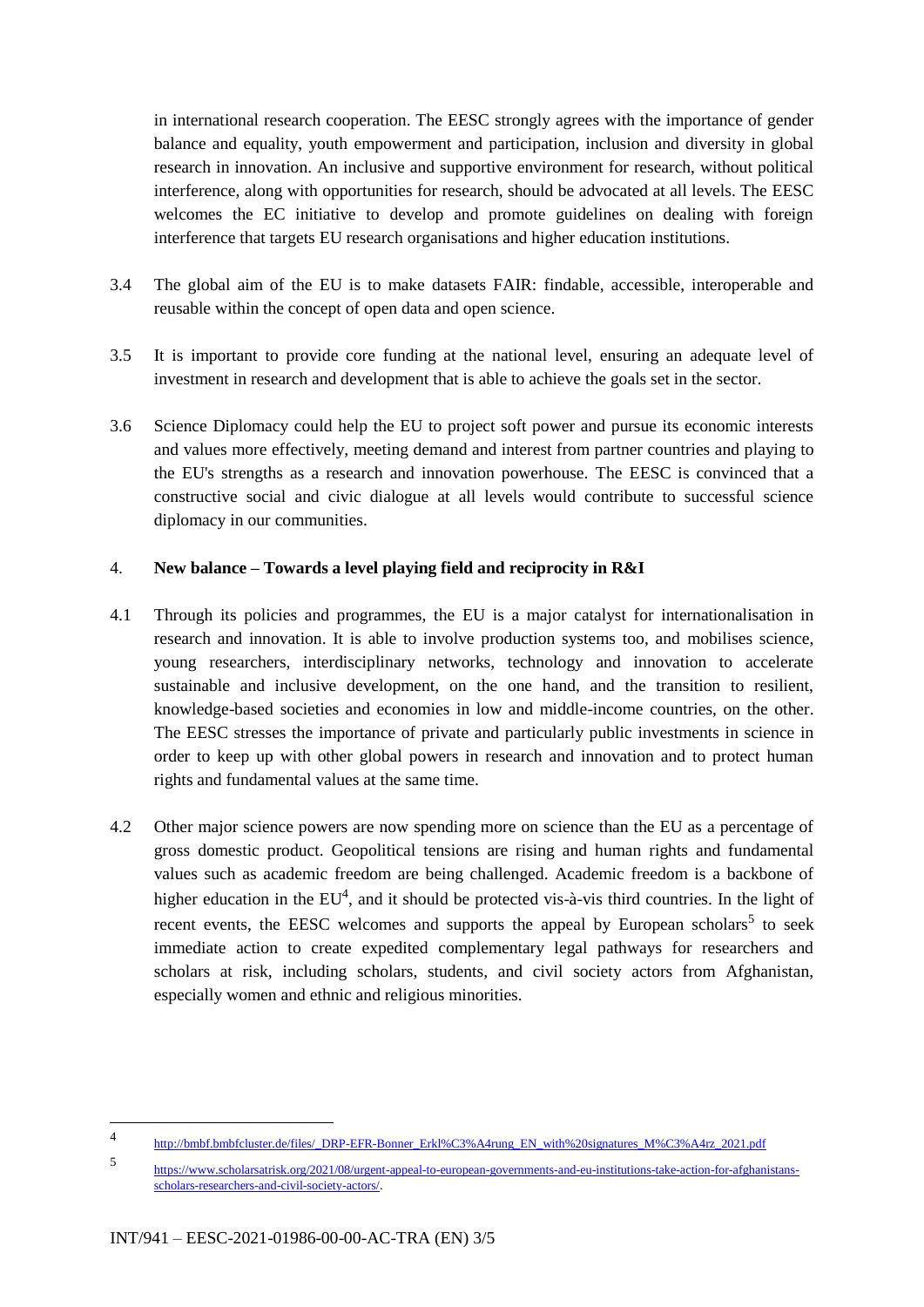in international research cooperation. The EESC strongly agrees with the importance of gender balance and equality, youth empowerment and participation, inclusion and diversity in global research in innovation. An inclusive and supportive environment for research, without political interference, along with opportunities for research, should be advocated at all levels. The EESC welcomes the EC initiative to develop and promote guidelines on dealing with foreign interference that targets EU research organisations and higher education institutions.

3.4 The global aim of the EU is to make datasets FAIR: findable, accessible, interoperable and reusable within the concept of open data and open science.

3.5 It is important to provide core funding at the national level, ensuring an adequate level of investment in research and development that is able to achieve the goals set in the sector.

3.6 Science Diplomacy could help the EU to project soft power and pursue its economic interests and values more effectively, meeting demand and interest from partner countries and playing to the EU's strengths as a research and innovation powerhouse. The EESC is convinced that a constructive social and civic dialogue at all levels would contribute to successful science diplomacy in our communities.

## 4. New balance – Towards a level playing field and reciprocity in R&I

4.1 Through its policies and programmes, the EU is a major catalyst for internationalisation in research and innovation. It is able to involve production systems too, and mobilises science, young researchers, interdisciplinary networks, technology and innovation to accelerate sustainable and inclusive development, on the one hand, and the transition to resilient, knowledge-based societies and economies in low and middle-income countries, on the other. The EESC stresses the importance of private and particularly public investments in science in order to keep up with other global powers in research and innovation and to protect human rights and fundamental values at the same time.

4.2 Other major science powers are now spending more on science than the EU as a percentage of gross domestic product. Geopolitical tensions are rising and human rights and fundamental values such as academic freedom are being challenged. Academic freedom is a backbone of higher education in the EU[4], and it should be protected vis-à-vis third countries. In the light of recent events, the EESC welcomes and supports the appeal by European scholars[5] to seek immediate action to create expedited complementary legal pathways for researchers and scholars at risk, including scholars, students, and civil society actors from Afghanistan, especially women and ethnic and religious minorities.

---

[4] http://bmbf.bmbfcluster.de/files/_DRP-EFR-Bonner_Erkl%C3%A4rung_EN_with%20signatures_M%C3%A4rz_2021.pdf

[5] https://www.scholarsatrisk.org/2021/08/urgent-appeal-to-european-governments-and-eu-institutions-take-action-for-afghanistans-scholars-researchers-and-civil-society-actors/.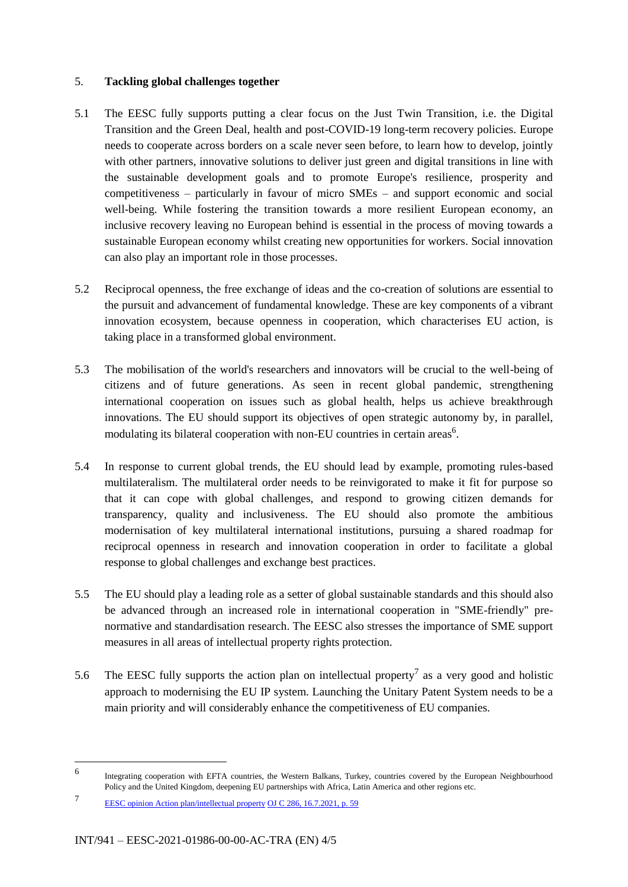## 5. **Tackling global challenges together**

5.1 The EESC fully supports putting a clear focus on the Just Twin Transition, i.e. the Digital Transition and the Green Deal, health and post-COVID-19 long-term recovery policies. Europe needs to cooperate across borders on a scale never seen before, to learn how to develop, jointly with other partners, innovative solutions to deliver just green and digital transitions in line with the sustainable development goals and to promote Europe's resilience, prosperity and competitiveness – particularly in favour of micro SMEs – and support economic and social well-being. While fostering the transition towards a more resilient European economy, an inclusive recovery leaving no European behind is essential in the process of moving towards a sustainable European economy whilst creating new opportunities for workers. Social innovation can also play an important role in those processes.

5.2 Reciprocal openness, the free exchange of ideas and the co-creation of solutions are essential to the pursuit and advancement of fundamental knowledge. These are key components of a vibrant innovation ecosystem, because openness in cooperation, which characterises EU action, is taking place in a transformed global environment.

5.3 The mobilisation of the world's researchers and innovators will be crucial to the well-being of citizens and of future generations. As seen in recent global pandemic, strengthening international cooperation on issues such as global health, helps us achieve breakthrough innovations. The EU should support its objectives of open strategic autonomy by, in parallel, modulating its bilateral cooperation with non-EU countries in certain areas[6].

5.4 In response to current global trends, the EU should lead by example, promoting rules-based multilateralism. The multilateral order needs to be reinvigorated to make it fit for purpose so that it can cope with global challenges, and respond to growing citizen demands for transparency, quality and inclusiveness. The EU should also promote the ambitious modernisation of key multilateral international institutions, pursuing a shared roadmap for reciprocal openness in research and innovation cooperation in order to facilitate a global response to global challenges and exchange best practices.

5.5 The EU should play a leading role as a setter of global sustainable standards and this should also be advanced through an increased role in international cooperation in "SME-friendly" pre-normative and standardisation research. The EESC also stresses the importance of SME support measures in all areas of intellectual property rights protection.

5.6 The EESC fully supports the action plan on intellectual property[7] as a very good and holistic approach to modernising the EU IP system. Launching the Unitary Patent System needs to be a main priority and will considerably enhance the competitiveness of EU companies.

---

[6] Integrating cooperation with EFTA countries, the Western Balkans, Turkey, countries covered by the European Neighbourhood Policy and the United Kingdom, deepening EU partnerships with Africa, Latin America and other regions etc.

[7] EESC opinion Action plan/intellectual property OJ C 286, 16.7.2021, p. 59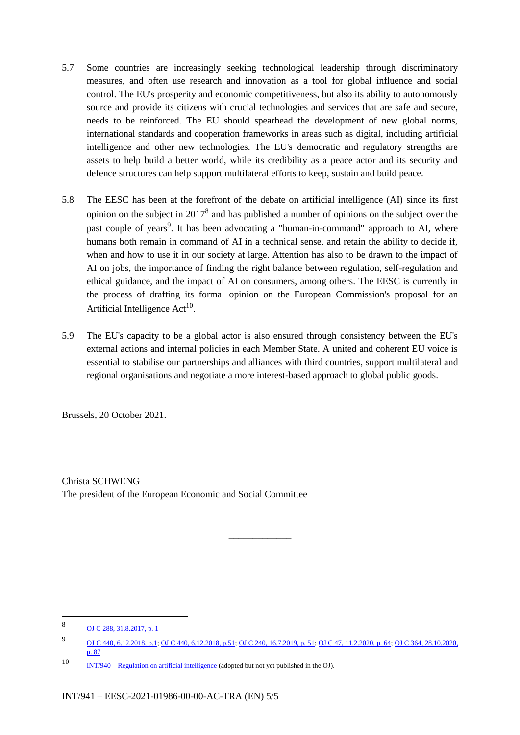5.7 Some countries are increasingly seeking technological leadership through discriminatory measures, and often use research and innovation as a tool for global influence and social control. The EU's prosperity and economic competitiveness, but also its ability to autonomously source and provide its citizens with crucial technologies and services that are safe and secure, needs to be reinforced. The EU should spearhead the development of new global norms, international standards and cooperation frameworks in areas such as digital, including artificial intelligence and other new technologies. The EU's democratic and regulatory strengths are assets to help build a better world, while its credibility as a peace actor and its security and defence structures can help support multilateral efforts to keep, sustain and build peace.

5.8 The EESC has been at the forefront of the debate on artificial intelligence (AI) since its first opinion on the subject in 2017[8] and has published a number of opinions on the subject over the past couple of years[9]. It has been advocating a "human-in-command" approach to AI, where humans both remain in command of AI in a technical sense, and retain the ability to decide if, when and how to use it in our society at large. Attention has also to be drawn to the impact of AI on jobs, the importance of finding the right balance between regulation, self-regulation and ethical guidance, and the impact of AI on consumers, among others. The EESC is currently in the process of drafting its formal opinion on the European Commission's proposal for an Artificial Intelligence Act[10].

5.9 The EU's capacity to be a global actor is also ensured through consistency between the EU's external actions and internal policies in each Member State. A united and coherent EU voice is essential to stabilise our partnerships and alliances with third countries, support multilateral and regional organisations and negotiate a more interest-based approach to global public goods.

Brussels, 20 October 2021.

Christa SCHWENG
The president of the European Economic and Social Committee

_____________

---

[8] OJ C 288, 31.8.2017, p. 1

[9] OJ C 440, 6.12.2018, p.1; OJ C 440, 6.12.2018, p.51; OJ C 240, 16.7.2019, p. 51; OJ C 47, 11.2.2020, p. 64; OJ C 364, 28.10.2020, p. 87

[10] INT/940 – Regulation on artificial intelligence (adopted but not yet published in the OJ).